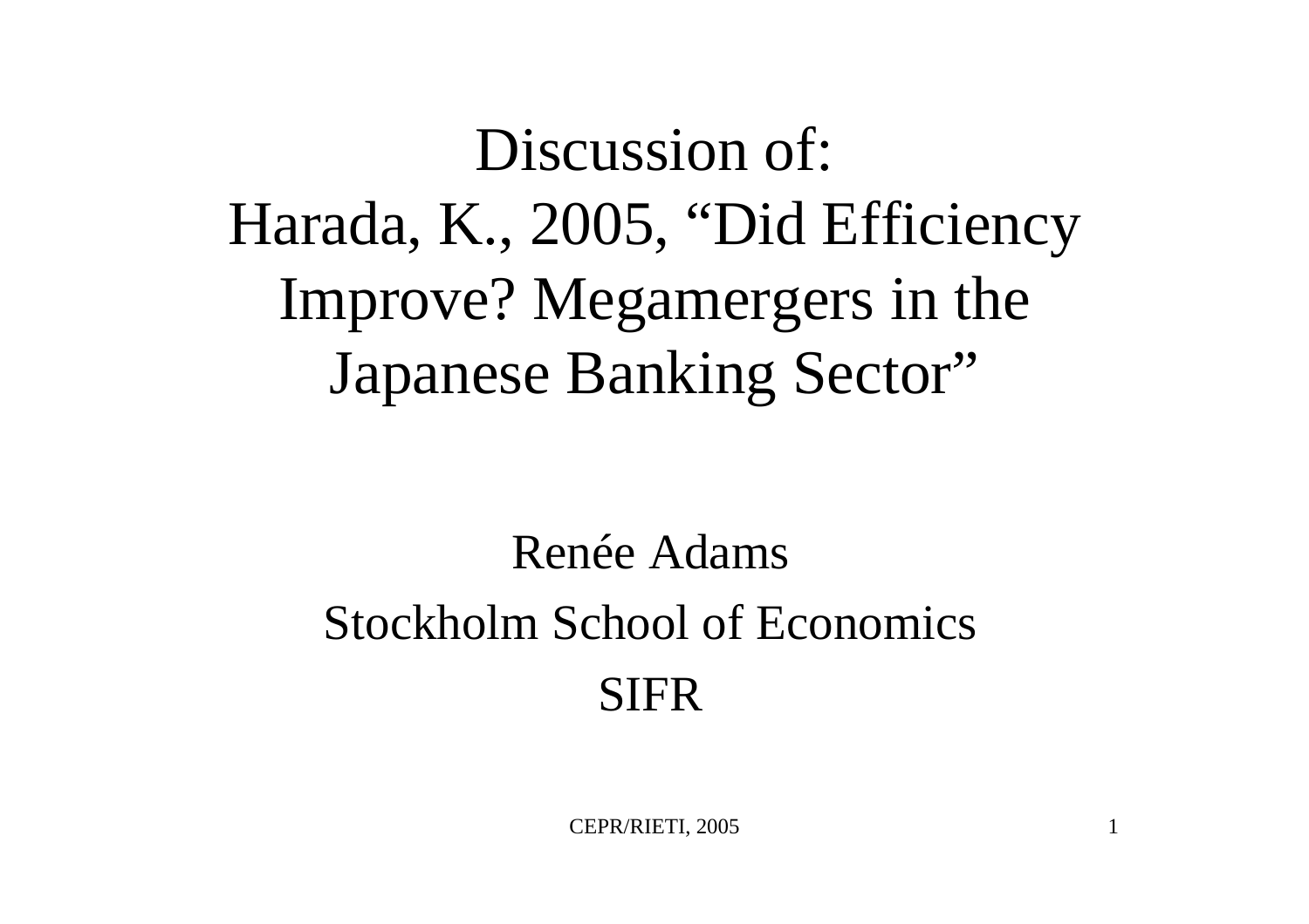# Discussion of:
# Harada, K., 2005, "Did Efficiency Improve? Megamergers in the Japanese Banking Sector"

Renée Adams

Stockholm School of Economics

SIFR

CEPR/RIETI, 2005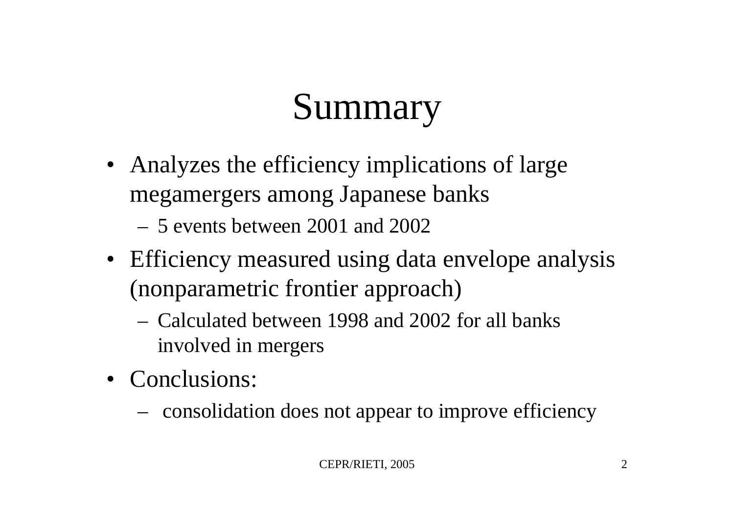# Summary

- Analyzes the efficiency implications of large megamergers among Japanese banks
  - 5 events between 2001 and 2002
- Efficiency measured using data envelope analysis (nonparametric frontier approach)
  - Calculated between 1998 and 2002 for all banks involved in mergers
- Conclusions:
  - consolidation does not appear to improve efficiency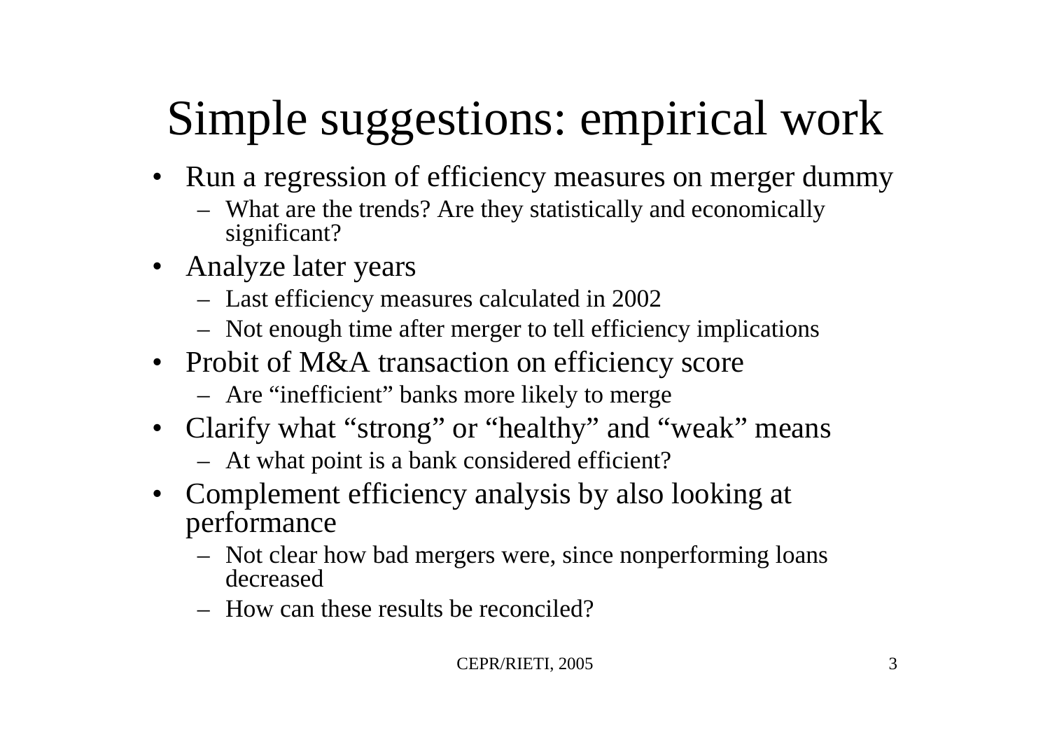# Simple suggestions: empirical work

- Run a regression of efficiency measures on merger dummy
  - What are the trends? Are they statistically and economically significant?
- Analyze later years
  - Last efficiency measures calculated in 2002
  - Not enough time after merger to tell efficiency implications
- Probit of M&A transaction on efficiency score
  - Are "inefficient" banks more likely to merge
- Clarify what "strong" or "healthy" and "weak" means
  - At what point is a bank considered efficient?
- Complement efficiency analysis by also looking at performance
  - Not clear how bad mergers were, since nonperforming loans decreased
  - How can these results be reconciled?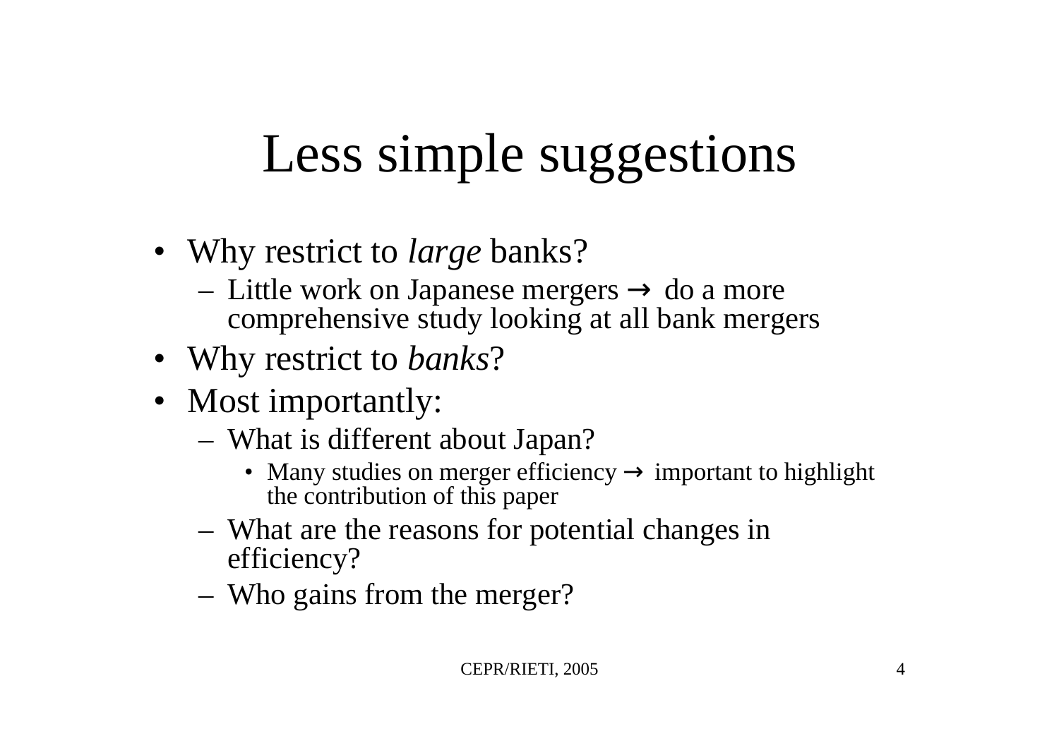# Less simple suggestions

- Why restrict to *large* banks?
  - Little work on Japanese mergers → do a more comprehensive study looking at all bank mergers
- Why restrict to *banks*?
- Most importantly:
  - What is different about Japan?
    - Many studies on merger efficiency → important to highlight the contribution of this paper
  - What are the reasons for potential changes in efficiency?
  - Who gains from the merger?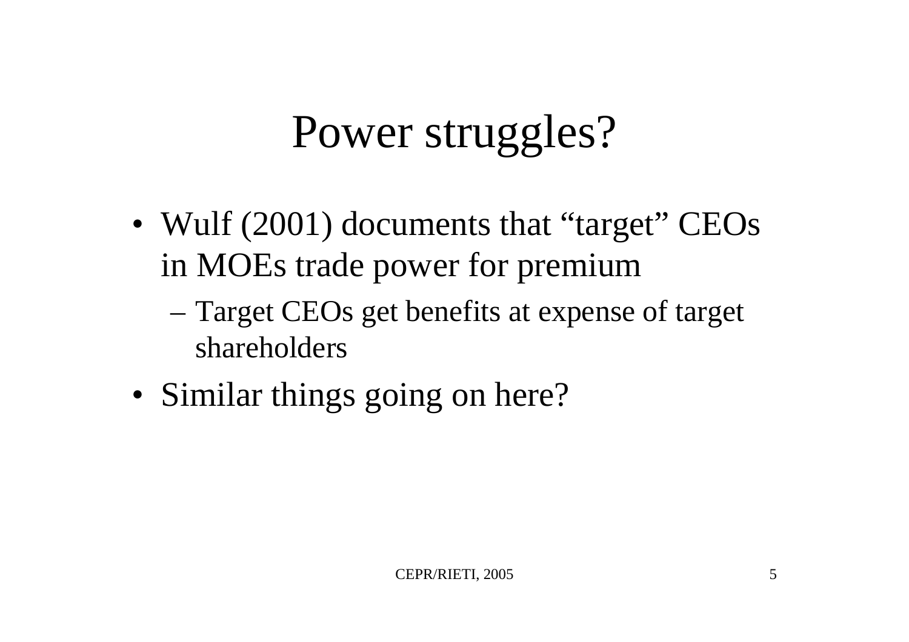# Power struggles?

- Wulf (2001) documents that "target" CEOs in MOEs trade power for premium
  - Target CEOs get benefits at expense of target shareholders
- Similar things going on here?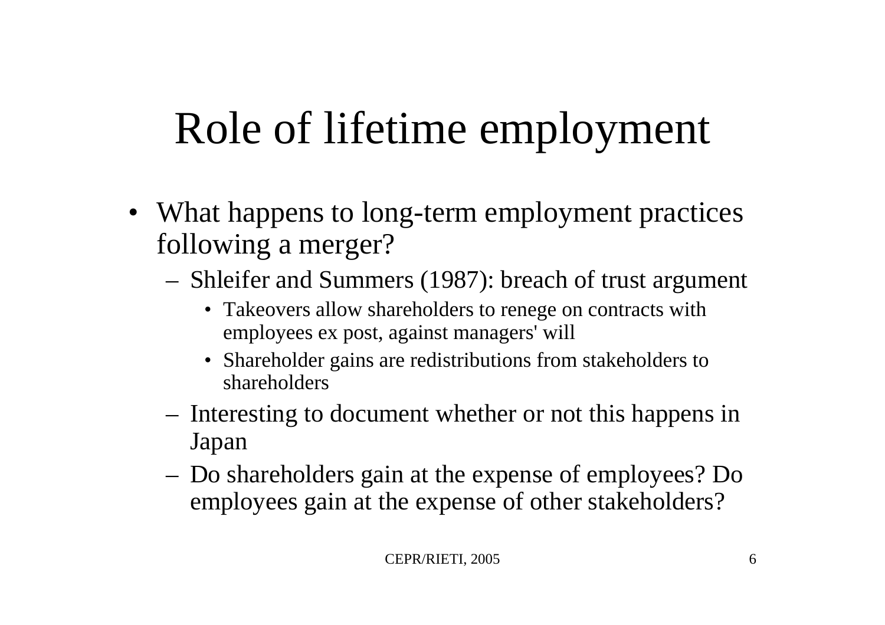# Role of lifetime employment

- What happens to long-term employment practices following a merger?
  - Shleifer and Summers (1987): breach of trust argument
    - Takeovers allow shareholders to renege on contracts with employees ex post, against managers' will
    - Shareholder gains are redistributions from stakeholders to shareholders
  - Interesting to document whether or not this happens in Japan
  - Do shareholders gain at the expense of employees? Do employees gain at the expense of other stakeholders?